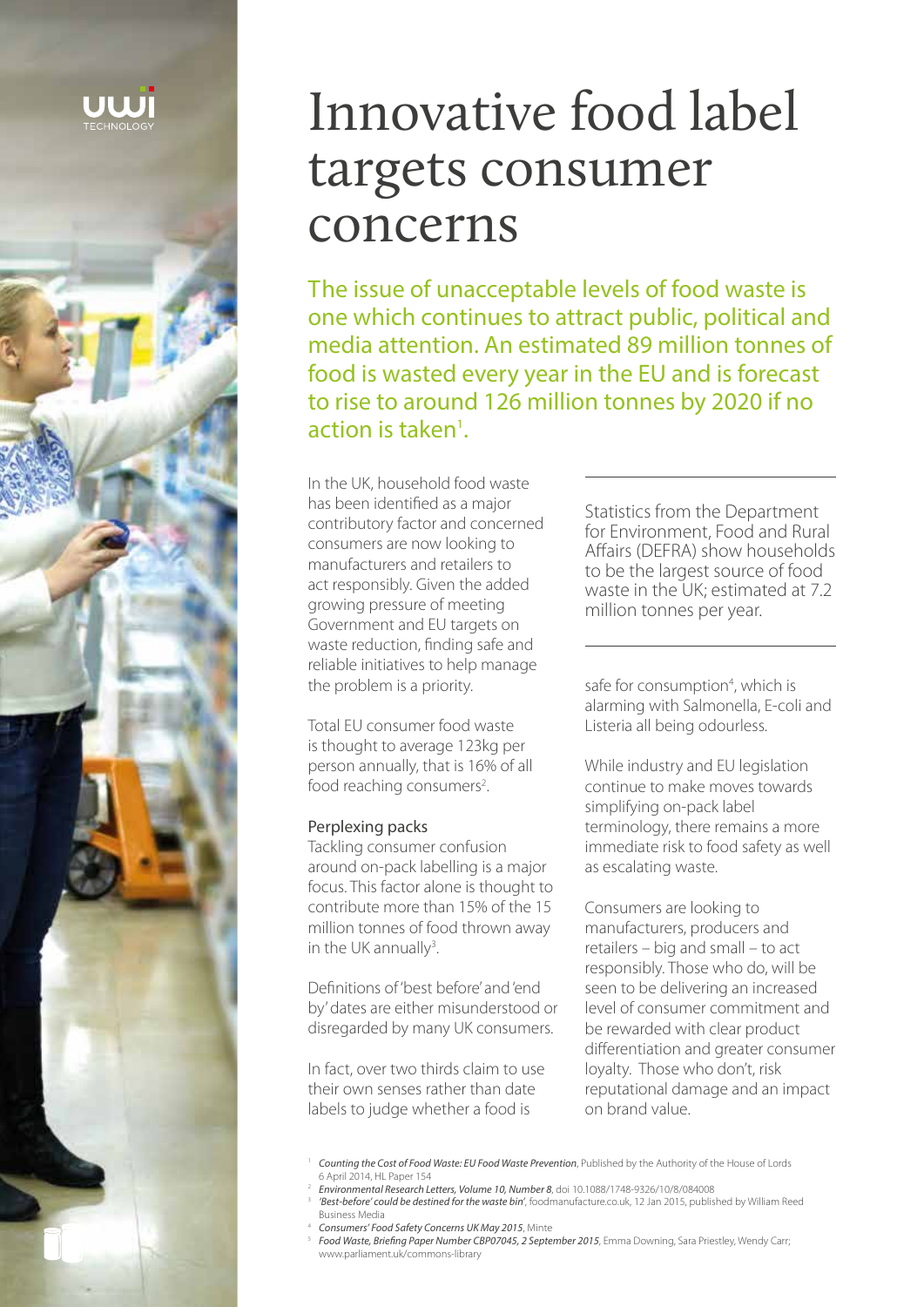# Innovative food label targets consumer concerns

The issue of unacceptable levels of food waste is one which continues to attract public, political and media attention. An estimated 89 million tonnes of food is wasted every year in the EU and is forecast to rise to around 126 million tonnes by 2020 if no action is taken[1].

In the UK, household food waste has been identified as a major contributory factor and concerned consumers are now looking to manufacturers and retailers to act responsibly. Given the added growing pressure of meeting Government and EU targets on waste reduction, finding safe and reliable initiatives to help manage the problem is a priority.

Total EU consumer food waste is thought to average 123kg per person annually, that is 16% of all food reaching consumers[2].

### Perplexing packs

Tackling consumer confusion around on-pack labelling is a major focus. This factor alone is thought to contribute more than 15% of the 15 million tonnes of food thrown away in the UK annually[3].

Definitions of 'best before' and 'end by' dates are either misunderstood or disregarded by many UK consumers.

In fact, over two thirds claim to use their own senses rather than date labels to judge whether a food is safe for consumption[4], which is alarming with Salmonella, E-coli and Listeria all being odourless.

> Statistics from the Department for Environment, Food and Rural Affairs (DEFRA) show households to be the largest source of food waste in the UK; estimated at 7.2 million tonnes per year.

While industry and EU legislation continue to make moves towards simplifying on-pack label terminology, there remains a more immediate risk to food safety as well as escalating waste.

Consumers are looking to manufacturers, producers and retailers – big and small – to act responsibly. Those who do, will be seen to be delivering an increased level of consumer commitment and be rewarded with clear product differentiation and greater consumer loyalty. Those who don't, risk reputational damage and an impact on brand value.

---

[1] *Counting the Cost of Food Waste: EU Food Waste Prevention*, Published by the Authority of the House of Lords 6 April 2014, HL Paper 154

[2] *Environmental Research Letters, Volume 10, Number 8*, doi 10.1088/1748-9326/10/8/084008

[3] *'Best-before' could be destined for the waste bin'*, foodmanufacture.co.uk, 12 Jan 2015, published by William Reed Business Media

[4] *Consumers' Food Safety Concerns UK May 2015*, Minte

[5] *Food Waste, Briefing Paper Number CBP07045, 2 September 2015*, Emma Downing, Sara Priestley, Wendy Carr; www.parliament.uk/commons-library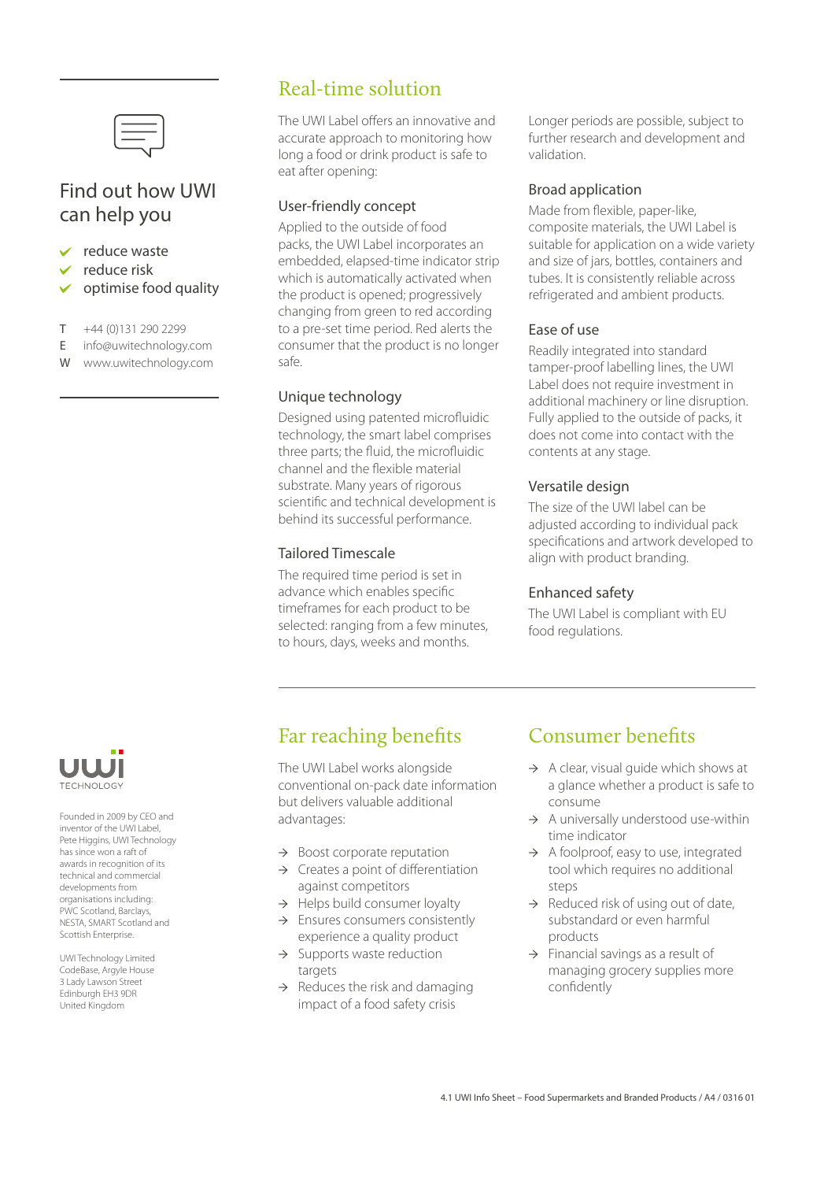## Find out how UWI can help you

- reduce waste
- reduce risk
- optimise food quality

T +44 (0)131 290 2299
E info@uwitechnology.com
W www.uwitechnology.com

# Real-time solution

The UWI Label offers an innovative and accurate approach to monitoring how long a food or drink product is safe to eat after opening:

### User-friendly concept

Applied to the outside of food packs, the UWI Label incorporates an embedded, elapsed-time indicator strip which is automatically activated when the product is opened; progressively changing from green to red according to a pre-set time period. Red alerts the consumer that the product is no longer safe.

### Unique technology

Designed using patented microfluidic technology, the smart label comprises three parts; the fluid, the microfluidic channel and the flexible material substrate. Many years of rigorous scientific and technical development is behind its successful performance.

### Tailored Timescale

The required time period is set in advance which enables specific timeframes for each product to be selected: ranging from a few minutes, to hours, days, weeks and months. Longer periods are possible, subject to further research and development and validation.

### Broad application

Made from flexible, paper-like, composite materials, the UWI Label is suitable for application on a wide variety and size of jars, bottles, containers and tubes. It is consistently reliable across refrigerated and ambient products.

### Ease of use

Readily integrated into standard tamper-proof labelling lines, the UWI Label does not require investment in additional machinery or line disruption. Fully applied to the outside of packs, it does not come into contact with the contents at any stage.

### Versatile design

The size of the UWI label can be adjusted according to individual pack specifications and artwork developed to align with product branding.

### Enhanced safety

The UWI Label is compliant with EU food regulations.

# Far reaching benefits

The UWI Label works alongside conventional on-pack date information but delivers valuable additional advantages:

- Boost corporate reputation
- Creates a point of differentiation against competitors
- Helps build consumer loyalty
- Ensures consumers consistently experience a quality product
- Supports waste reduction targets
- Reduces the risk and damaging impact of a food safety crisis

# Consumer benefits

- A clear, visual guide which shows at a glance whether a product is safe to consume
- A universally understood use-within time indicator
- A foolproof, easy to use, integrated tool which requires no additional steps
- Reduced risk of using out of date, substandard or even harmful products
- Financial savings as a result of managing grocery supplies more confidently

UWI TECHNOLOGY

Founded in 2009 by CEO and inventor of the UWI Label, Pete Higgins, UWI Technology has since won a raft of awards in recognition of its technical and commercial developments from organisations including: PWC Scotland, Barclays, NESTA, SMART Scotland and Scottish Enterprise.

UWI Technology Limited
CodeBase, Argyle House
3 Lady Lawson Street
Edinburgh EH3 9DR
United Kingdom

4.1 UWI Info Sheet – Food Supermarkets and Branded Products / A4 / 0316 01